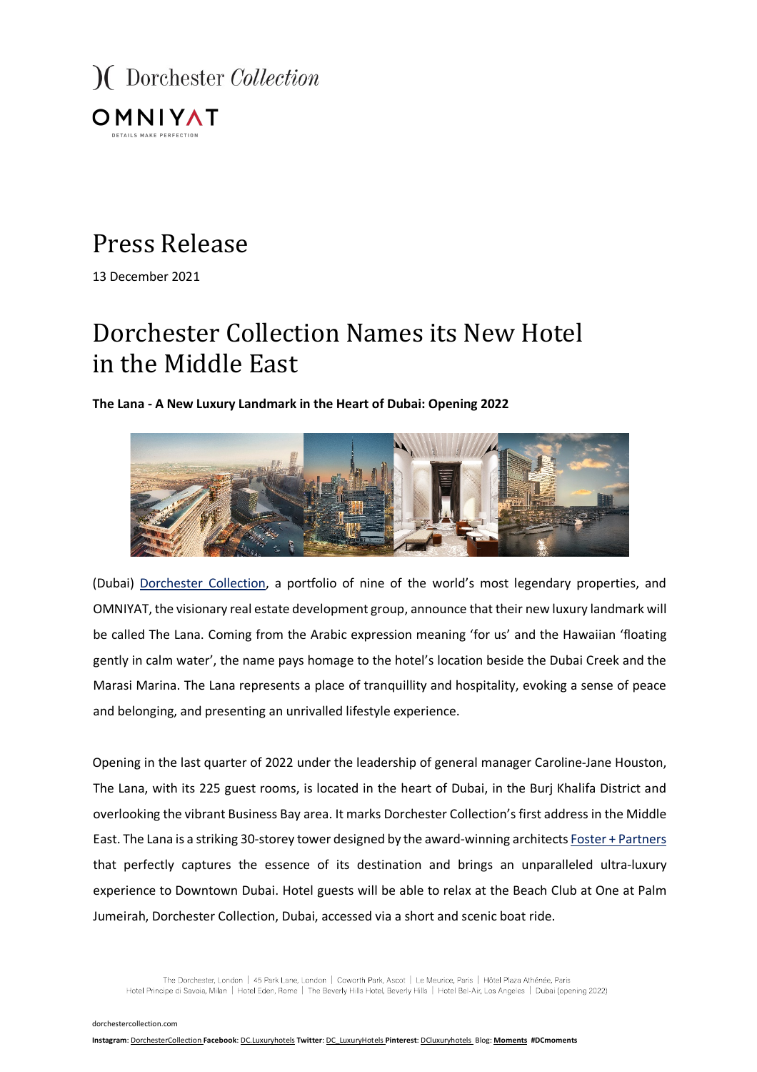Dorchester *Collection*

OMNIYAT
DETAILS MAKE PERFECTION

# Press Release

13 December 2021

## Dorchester Collection Names its New Hotel in the Middle East

**The Lana - A New Luxury Landmark in the Heart of Dubai: Opening 2022**

(Dubai) Dorchester Collection, a portfolio of nine of the world's most legendary properties, and OMNIYAT, the visionary real estate development group, announce that their new luxury landmark will be called The Lana. Coming from the Arabic expression meaning 'for us' and the Hawaiian 'floating gently in calm water', the name pays homage to the hotel's location beside the Dubai Creek and the Marasi Marina. The Lana represents a place of tranquillity and hospitality, evoking a sense of peace and belonging, and presenting an unrivalled lifestyle experience.

Opening in the last quarter of 2022 under the leadership of general manager Caroline-Jane Houston, The Lana, with its 225 guest rooms, is located in the heart of Dubai, in the Burj Khalifa District and overlooking the vibrant Business Bay area. It marks Dorchester Collection's first address in the Middle East. The Lana is a striking 30-storey tower designed by the award-winning architects Foster + Partners that perfectly captures the essence of its destination and brings an unparalleled ultra-luxury experience to Downtown Dubai. Hotel guests will be able to relax at the Beach Club at One at Palm Jumeirah, Dorchester Collection, Dubai, accessed via a short and scenic boat ride.

The Dorchester, London | 45 Park Lane, London | Coworth Park, Ascot | Le Meurice, Paris | Hôtel Plaza Athénée, Paris
Hotel Principe di Savoia, Milan | Hotel Eden, Rome | The Beverly Hills Hotel, Beverly Hills | Hotel Bel-Air, Los Angeles | Dubai (opening 2022)

dorchestercollection.com

**Instagram**: DorchesterCollection **Facebook**: DC.Luxuryhotels **Twitter**: DC_LuxuryHotels **Pinterest**: DCluxuryhotels Blog: **Moments** **#DCmoments**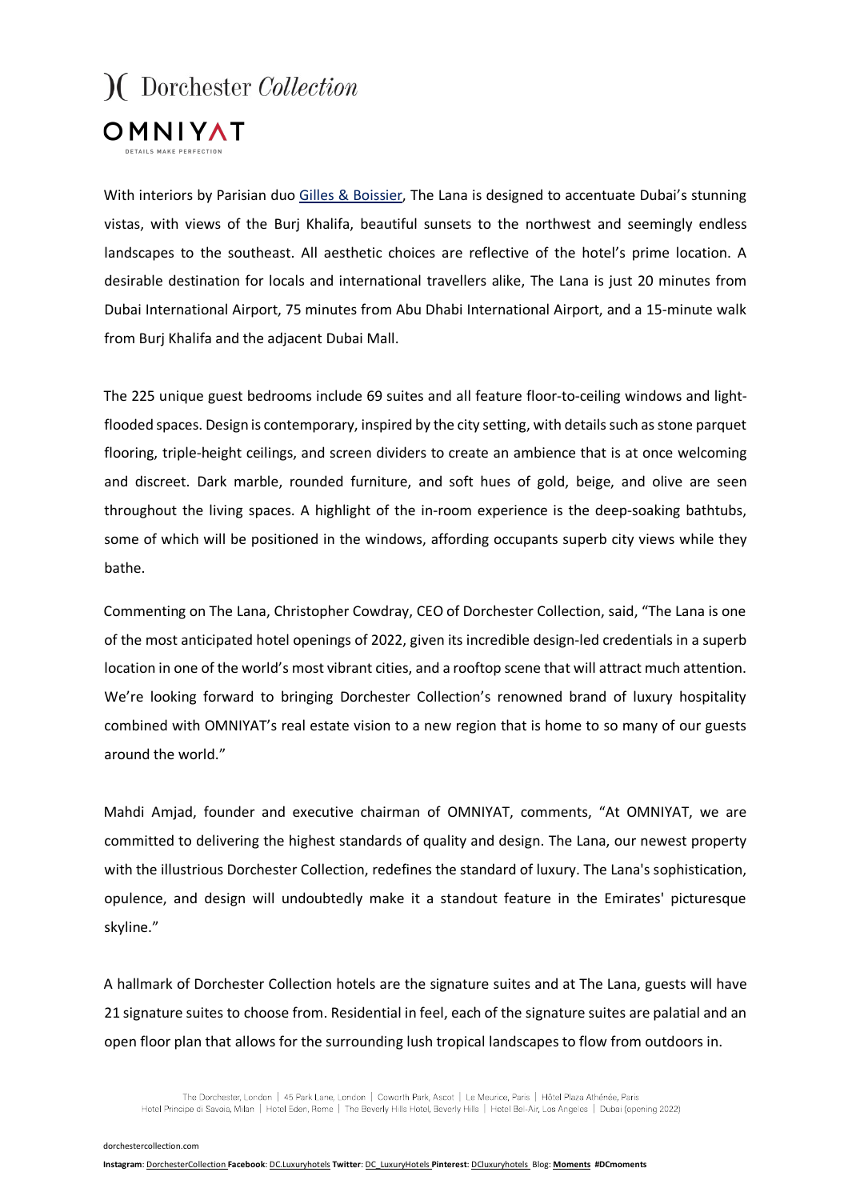With interiors by Parisian duo Gilles & Boissier, The Lana is designed to accentuate Dubai's stunning vistas, with views of the Burj Khalifa, beautiful sunsets to the northwest and seemingly endless landscapes to the southeast. All aesthetic choices are reflective of the hotel's prime location. A desirable destination for locals and international travellers alike, The Lana is just 20 minutes from Dubai International Airport, 75 minutes from Abu Dhabi International Airport, and a 15-minute walk from Burj Khalifa and the adjacent Dubai Mall.

The 225 unique guest bedrooms include 69 suites and all feature floor-to-ceiling windows and light-flooded spaces. Design is contemporary, inspired by the city setting, with details such as stone parquet flooring, triple-height ceilings, and screen dividers to create an ambience that is at once welcoming and discreet. Dark marble, rounded furniture, and soft hues of gold, beige, and olive are seen throughout the living spaces. A highlight of the in-room experience is the deep-soaking bathtubs, some of which will be positioned in the windows, affording occupants superb city views while they bathe.

Commenting on The Lana, Christopher Cowdray, CEO of Dorchester Collection, said, "The Lana is one of the most anticipated hotel openings of 2022, given its incredible design-led credentials in a superb location in one of the world's most vibrant cities, and a rooftop scene that will attract much attention. We're looking forward to bringing Dorchester Collection's renowned brand of luxury hospitality combined with OMNIYAT's real estate vision to a new region that is home to so many of our guests around the world."

Mahdi Amjad, founder and executive chairman of OMNIYAT, comments, "At OMNIYAT, we are committed to delivering the highest standards of quality and design. The Lana, our newest property with the illustrious Dorchester Collection, redefines the standard of luxury. The Lana's sophistication, opulence, and design will undoubtedly make it a standout feature in the Emirates' picturesque skyline."

A hallmark of Dorchester Collection hotels are the signature suites and at The Lana, guests will have 21 signature suites to choose from. Residential in feel, each of the signature suites are palatial and an open floor plan that allows for the surrounding lush tropical landscapes to flow from outdoors in.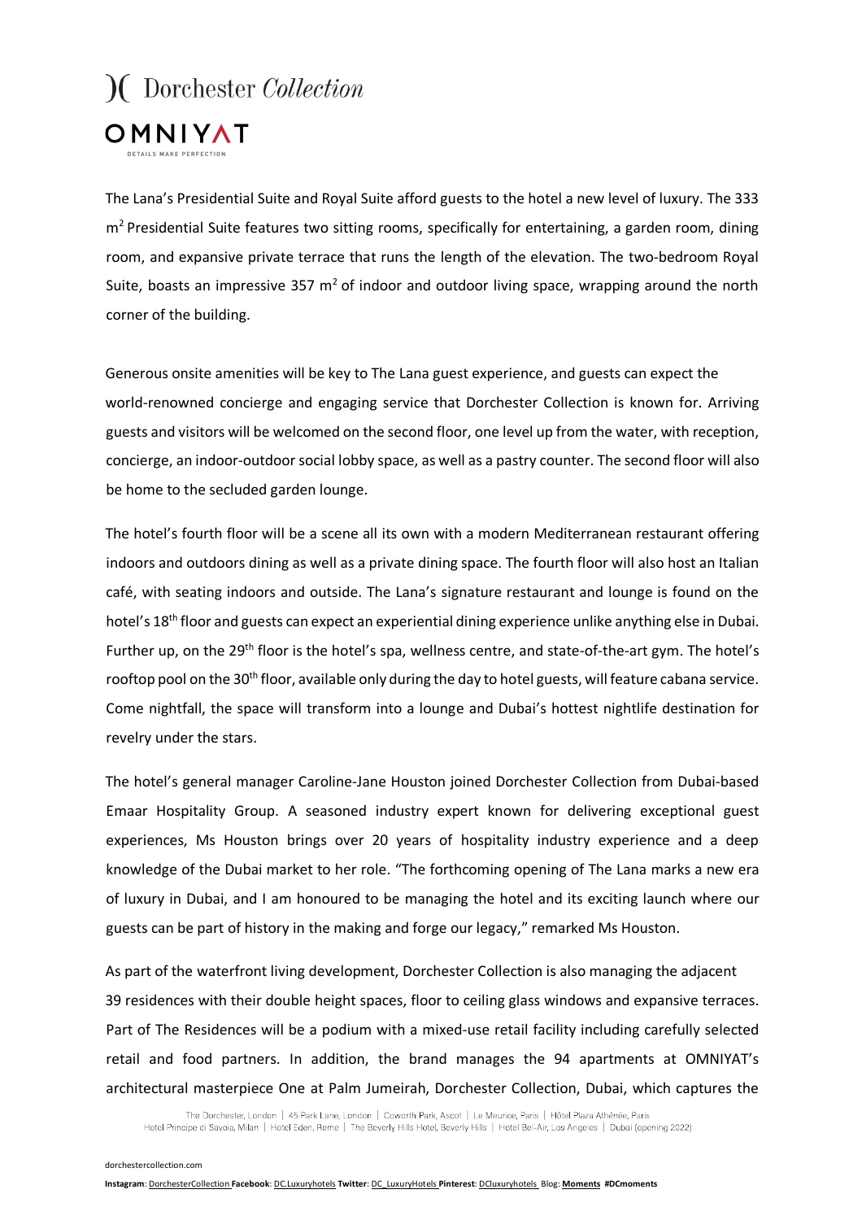The Lana's Presidential Suite and Royal Suite afford guests to the hotel a new level of luxury. The 333 $m^2$ Presidential Suite features two sitting rooms, specifically for entertaining, a garden room, dining room, and expansive private terrace that runs the length of the elevation. The two-bedroom Royal Suite, boasts an impressive 357 $m^2$ of indoor and outdoor living space, wrapping around the north corner of the building.

Generous onsite amenities will be key to The Lana guest experience, and guests can expect the world-renowned concierge and engaging service that Dorchester Collection is known for. Arriving guests and visitors will be welcomed on the second floor, one level up from the water, with reception, concierge, an indoor-outdoor social lobby space, as well as a pastry counter. The second floor will also be home to the secluded garden lounge.

The hotel's fourth floor will be a scene all its own with a modern Mediterranean restaurant offering indoors and outdoors dining as well as a private dining space. The fourth floor will also host an Italian café, with seating indoors and outside. The Lana's signature restaurant and lounge is found on the hotel's 18th floor and guests can expect an experiential dining experience unlike anything else in Dubai. Further up, on the 29th floor is the hotel's spa, wellness centre, and state-of-the-art gym. The hotel's rooftop pool on the 30th floor, available only during the day to hotel guests, will feature cabana service. Come nightfall, the space will transform into a lounge and Dubai's hottest nightlife destination for revelry under the stars.

The hotel's general manager Caroline-Jane Houston joined Dorchester Collection from Dubai-based Emaar Hospitality Group. A seasoned industry expert known for delivering exceptional guest experiences, Ms Houston brings over 20 years of hospitality industry experience and a deep knowledge of the Dubai market to her role. "The forthcoming opening of The Lana marks a new era of luxury in Dubai, and I am honoured to be managing the hotel and its exciting launch where our guests can be part of history in the making and forge our legacy," remarked Ms Houston.

As part of the waterfront living development, Dorchester Collection is also managing the adjacent 39 residences with their double height spaces, floor to ceiling glass windows and expansive terraces. Part of The Residences will be a podium with a mixed-use retail facility including carefully selected retail and food partners. In addition, the brand manages the 94 apartments at OMNIYAT's architectural masterpiece One at Palm Jumeirah, Dorchester Collection, Dubai, which captures the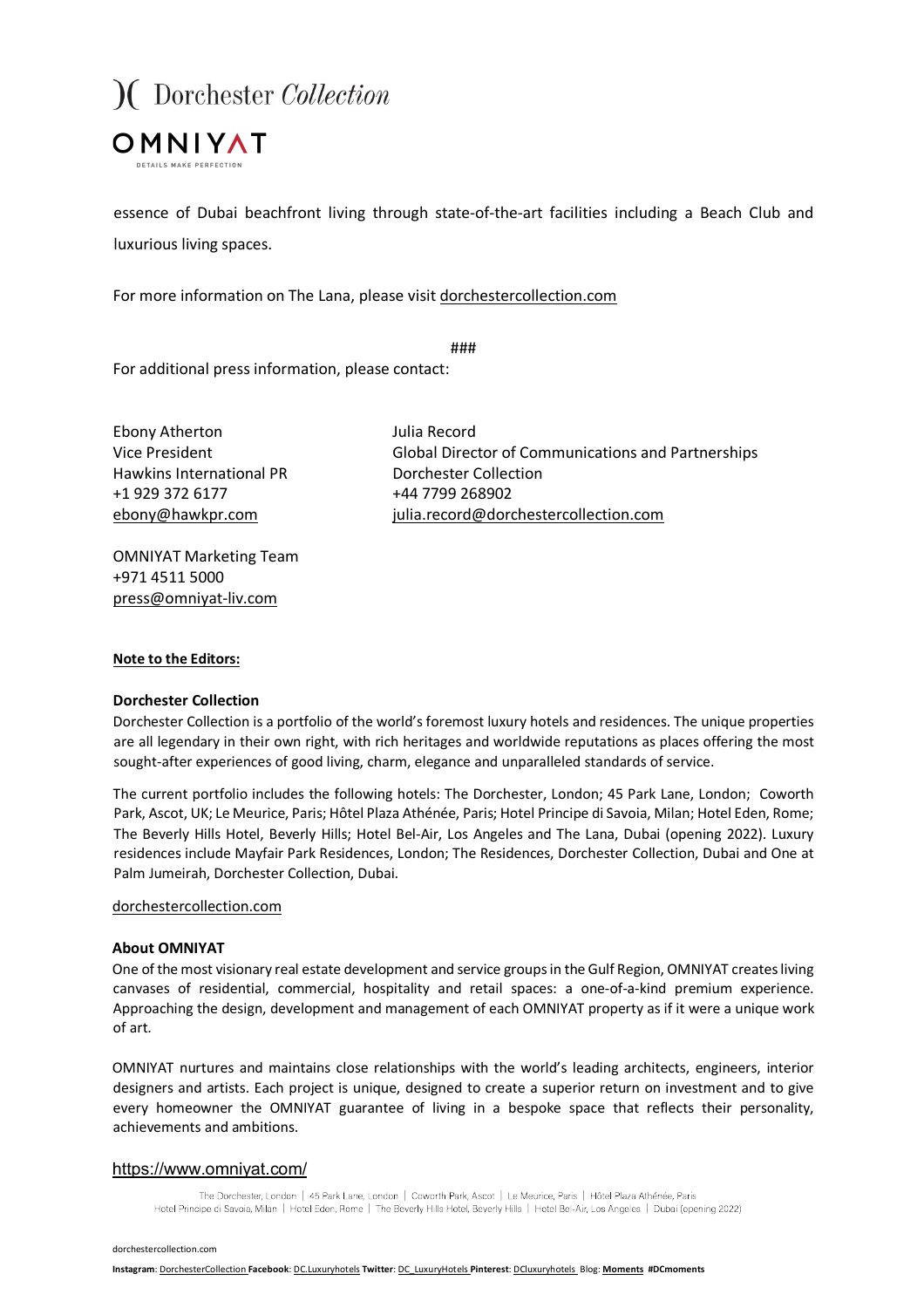essence of Dubai beachfront living through state-of-the-art facilities including a Beach Club and luxurious living spaces.

For more information on The Lana, please visit dorchestercollection.com

###

For additional press information, please contact:

Ebony Atherton
Vice President
Hawkins International PR
+1 929 372 6177
ebony@hawkpr.com

Julia Record
Global Director of Communications and Partnerships
Dorchester Collection
+44 7799 268902
julia.record@dorchestercollection.com

OMNIYAT Marketing Team
+971 4511 5000
press@omniyat-liv.com

**Note to the Editors:**

**Dorchester Collection**

Dorchester Collection is a portfolio of the world's foremost luxury hotels and residences. The unique properties are all legendary in their own right, with rich heritages and worldwide reputations as places offering the most sought-after experiences of good living, charm, elegance and unparalleled standards of service.

The current portfolio includes the following hotels: The Dorchester, London; 45 Park Lane, London; Coworth Park, Ascot, UK; Le Meurice, Paris; Hôtel Plaza Athénée, Paris; Hotel Principe di Savoia, Milan; Hotel Eden, Rome; The Beverly Hills Hotel, Beverly Hills; Hotel Bel-Air, Los Angeles and The Lana, Dubai (opening 2022). Luxury residences include Mayfair Park Residences, London; The Residences, Dorchester Collection, Dubai and One at Palm Jumeirah, Dorchester Collection, Dubai.

dorchestercollection.com

**About OMNIYAT**

One of the most visionary real estate development and service groups in the Gulf Region, OMNIYAT creates living canvases of residential, commercial, hospitality and retail spaces: a one-of-a-kind premium experience. Approaching the design, development and management of each OMNIYAT property as if it were a unique work of art.

OMNIYAT nurtures and maintains close relationships with the world's leading architects, engineers, interior designers and artists. Each project is unique, designed to create a superior return on investment and to give every homeowner the OMNIYAT guarantee of living in a bespoke space that reflects their personality, achievements and ambitions.

https://www.omniyat.com/